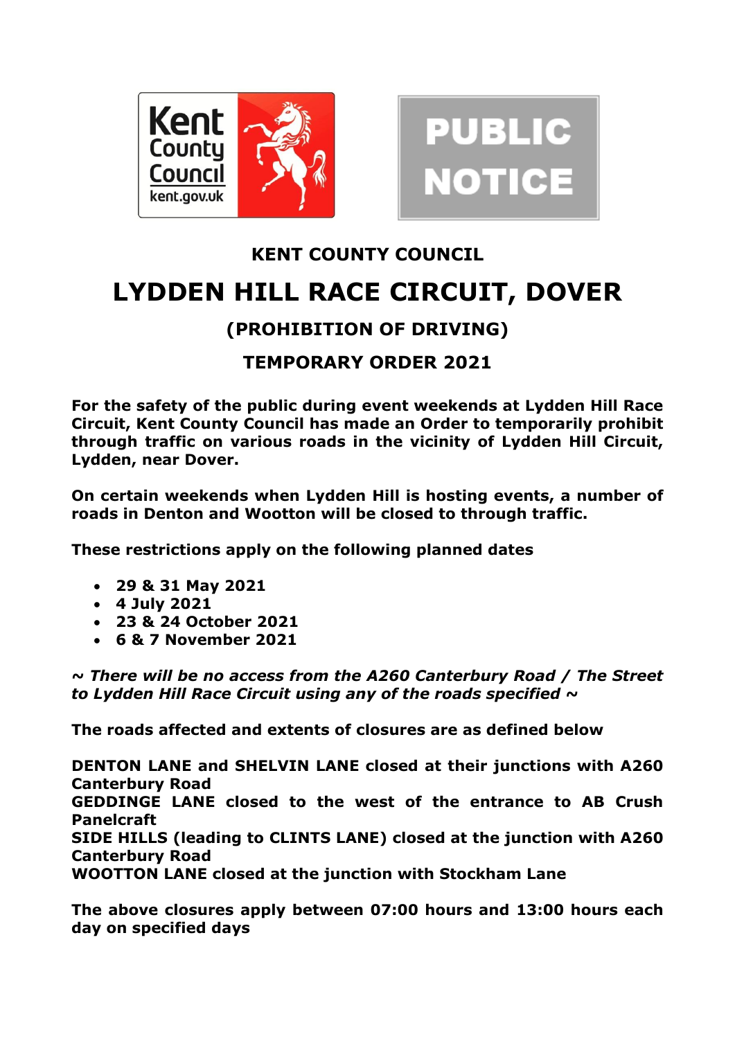Kent County Council
kent.gov.uk

PUBLIC NOTICE

## KENT COUNTY COUNCIL

# LYDDEN HILL RACE CIRCUIT, DOVER

## (PROHIBITION OF DRIVING)

## TEMPORARY ORDER 2021

**For the safety of the public during event weekends at Lydden Hill Race Circuit, Kent County Council has made an Order to temporarily prohibit through traffic on various roads in the vicinity of Lydden Hill Circuit, Lydden, near Dover.**

**On certain weekends when Lydden Hill is hosting events, a number of roads in Denton and Wootton will be closed to through traffic.**

**These restrictions apply on the following planned dates**

- **29 & 31 May 2021**
- **4 July 2021**
- **23 & 24 October 2021**
- **6 & 7 November 2021**

***~ There will be no access from the A260 Canterbury Road / The Street to Lydden Hill Race Circuit using any of the roads specified ~***

**The roads affected and extents of closures are as defined below**

**DENTON LANE and SHELVIN LANE closed at their junctions with A260 Canterbury Road**
**GEDDINGE LANE closed to the west of the entrance to AB Crush Panelcraft**
**SIDE HILLS (leading to CLINTS LANE) closed at the junction with A260 Canterbury Road**
**WOOTTON LANE closed at the junction with Stockham Lane**

**The above closures apply between 07:00 hours and 13:00 hours each day on specified days**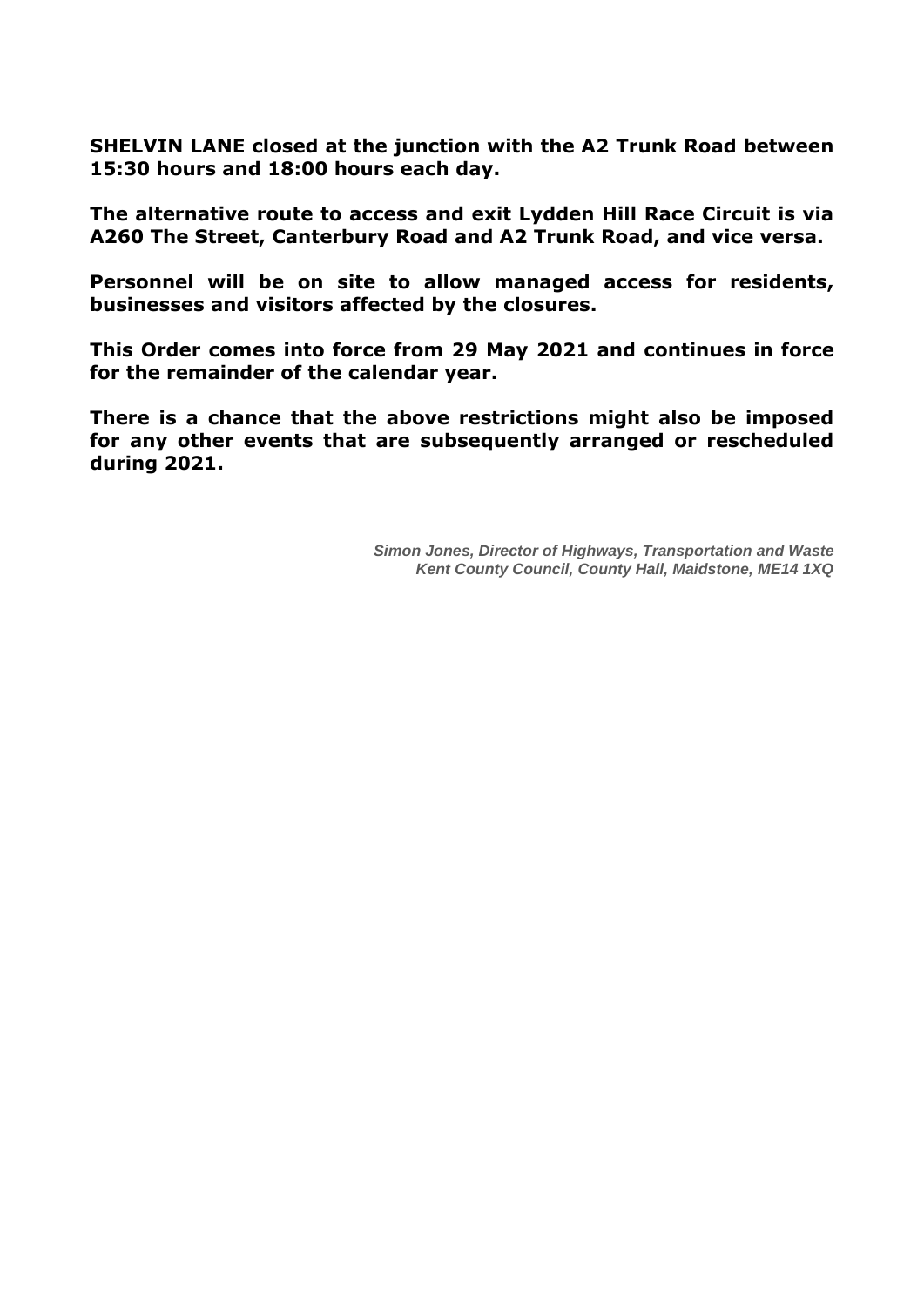**SHELVIN LANE closed at the junction with the A2 Trunk Road between 15:30 hours and 18:00 hours each day.**

**The alternative route to access and exit Lydden Hill Race Circuit is via A260 The Street, Canterbury Road and A2 Trunk Road, and vice versa.**

**Personnel will be on site to allow managed access for residents, businesses and visitors affected by the closures.**

**This Order comes into force from 29 May 2021 and continues in force for the remainder of the calendar year.**

**There is a chance that the above restrictions might also be imposed for any other events that are subsequently arranged or rescheduled during 2021.**

*Simon Jones, Director of Highways, Transportation and Waste*
*Kent County Council, County Hall, Maidstone, ME14 1XQ*